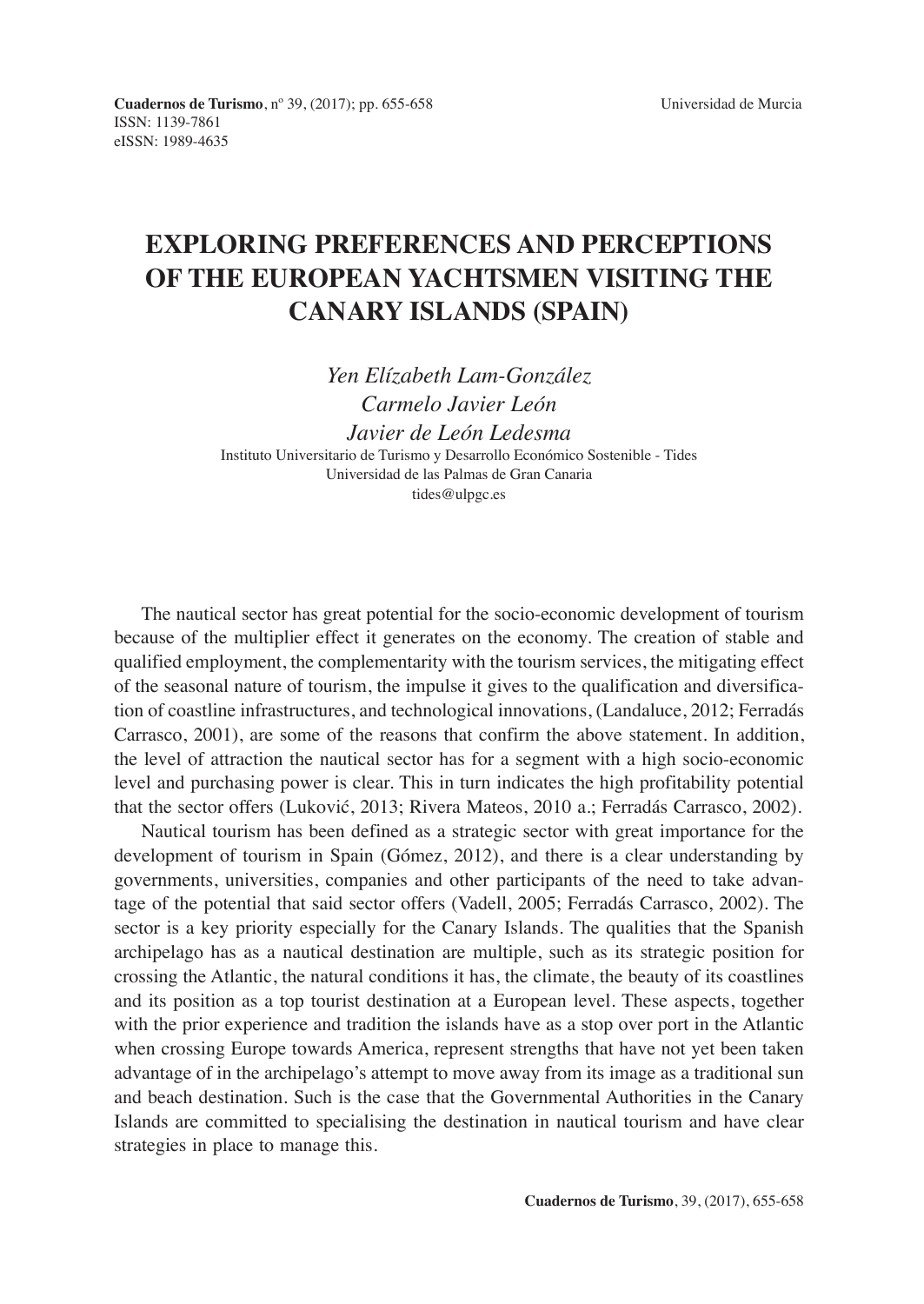# EXPLORING PREFERENCES AND PERCEPTIONS OF THE EUROPEAN YACHTSMEN VISITING THE CANARY ISLANDS (SPAIN)

*Yen Elízabeth Lam-González*
*Carmelo Javier León*
*Javier de León Ledesma*
Instituto Universitario de Turismo y Desarrollo Económico Sostenible - Tides
Universidad de las Palmas de Gran Canaria
tides@ulpgc.es

The nautical sector has great potential for the socio-economic development of tourism because of the multiplier effect it generates on the economy. The creation of stable and qualified employment, the complementarity with the tourism services, the mitigating effect of the seasonal nature of tourism, the impulse it gives to the qualification and diversification of coastline infrastructures, and technological innovations, (Landaluce, 2012; Ferradás Carrasco, 2001), are some of the reasons that confirm the above statement. In addition, the level of attraction the nautical sector has for a segment with a high socio-economic level and purchasing power is clear. This in turn indicates the high profitability potential that the sector offers (Luković, 2013; Rivera Mateos, 2010 a.; Ferradás Carrasco, 2002).

Nautical tourism has been defined as a strategic sector with great importance for the development of tourism in Spain (Gómez, 2012), and there is a clear understanding by governments, universities, companies and other participants of the need to take advantage of the potential that said sector offers (Vadell, 2005; Ferradás Carrasco, 2002). The sector is a key priority especially for the Canary Islands. The qualities that the Spanish archipelago has as a nautical destination are multiple, such as its strategic position for crossing the Atlantic, the natural conditions it has, the climate, the beauty of its coastlines and its position as a top tourist destination at a European level. These aspects, together with the prior experience and tradition the islands have as a stop over port in the Atlantic when crossing Europe towards America, represent strengths that have not yet been taken advantage of in the archipelago's attempt to move away from its image as a traditional sun and beach destination. Such is the case that the Governmental Authorities in the Canary Islands are committed to specialising the destination in nautical tourism and have clear strategies in place to manage this.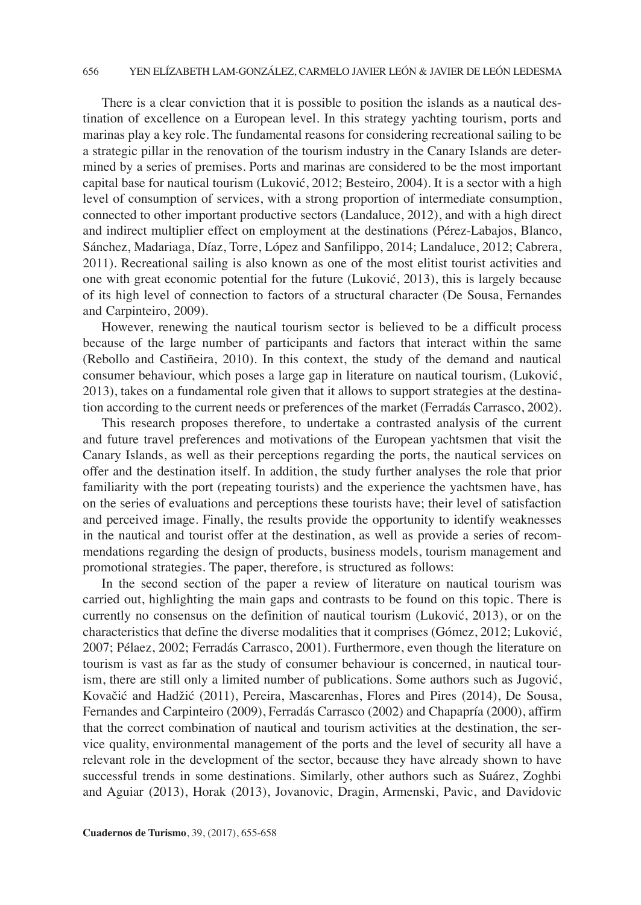There is a clear conviction that it is possible to position the islands as a nautical destination of excellence on a European level. In this strategy yachting tourism, ports and marinas play a key role. The fundamental reasons for considering recreational sailing to be a strategic pillar in the renovation of the tourism industry in the Canary Islands are determined by a series of premises. Ports and marinas are considered to be the most important capital base for nautical tourism (Luković, 2012; Besteiro, 2004). It is a sector with a high level of consumption of services, with a strong proportion of intermediate consumption, connected to other important productive sectors (Landaluce, 2012), and with a high direct and indirect multiplier effect on employment at the destinations (Pérez-Labajos, Blanco, Sánchez, Madariaga, Díaz, Torre, López and Sanfilippo, 2014; Landaluce, 2012; Cabrera, 2011). Recreational sailing is also known as one of the most elitist tourist activities and one with great economic potential for the future (Luković, 2013), this is largely because of its high level of connection to factors of a structural character (De Sousa, Fernandes and Carpinteiro, 2009).

However, renewing the nautical tourism sector is believed to be a difficult process because of the large number of participants and factors that interact within the same (Rebollo and Castiñeira, 2010). In this context, the study of the demand and nautical consumer behaviour, which poses a large gap in literature on nautical tourism, (Luković, 2013), takes on a fundamental role given that it allows to support strategies at the destination according to the current needs or preferences of the market (Ferradás Carrasco, 2002).

This research proposes therefore, to undertake a contrasted analysis of the current and future travel preferences and motivations of the European yachtsmen that visit the Canary Islands, as well as their perceptions regarding the ports, the nautical services on offer and the destination itself. In addition, the study further analyses the role that prior familiarity with the port (repeating tourists) and the experience the yachtsmen have, has on the series of evaluations and perceptions these tourists have; their level of satisfaction and perceived image. Finally, the results provide the opportunity to identify weaknesses in the nautical and tourist offer at the destination, as well as provide a series of recommendations regarding the design of products, business models, tourism management and promotional strategies. The paper, therefore, is structured as follows:

In the second section of the paper a review of literature on nautical tourism was carried out, highlighting the main gaps and contrasts to be found on this topic. There is currently no consensus on the definition of nautical tourism (Luković, 2013), or on the characteristics that define the diverse modalities that it comprises (Gómez, 2012; Luković, 2007; Pélaez, 2002; Ferradás Carrasco, 2001). Furthermore, even though the literature on tourism is vast as far as the study of consumer behaviour is concerned, in nautical tourism, there are still only a limited number of publications. Some authors such as Jugović, Kovačić and Hadžić (2011), Pereira, Mascarenhas, Flores and Pires (2014), De Sousa, Fernandes and Carpinteiro (2009), Ferradás Carrasco (2002) and Chapapría (2000), affirm that the correct combination of nautical and tourism activities at the destination, the service quality, environmental management of the ports and the level of security all have a relevant role in the development of the sector, because they have already shown to have successful trends in some destinations. Similarly, other authors such as Suárez, Zoghbi and Aguiar (2013), Horak (2013), Jovanovic, Dragin, Armenski, Pavic, and Davidovic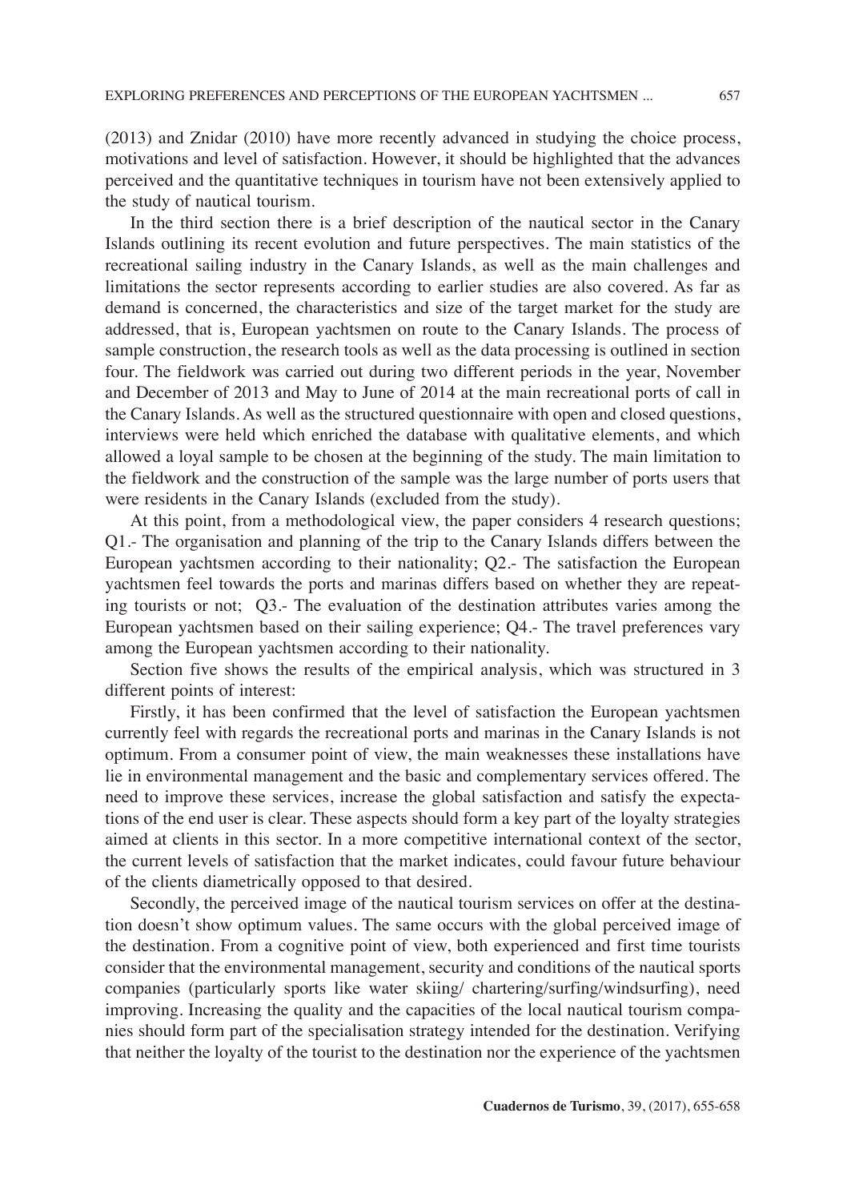(2013) and Znidar (2010) have more recently advanced in studying the choice process, motivations and level of satisfaction. However, it should be highlighted that the advances perceived and the quantitative techniques in tourism have not been extensively applied to the study of nautical tourism.

In the third section there is a brief description of the nautical sector in the Canary Islands outlining its recent evolution and future perspectives. The main statistics of the recreational sailing industry in the Canary Islands, as well as the main challenges and limitations the sector represents according to earlier studies are also covered. As far as demand is concerned, the characteristics and size of the target market for the study are addressed, that is, European yachtsmen on route to the Canary Islands. The process of sample construction, the research tools as well as the data processing is outlined in section four. The fieldwork was carried out during two different periods in the year, November and December of 2013 and May to June of 2014 at the main recreational ports of call in the Canary Islands. As well as the structured questionnaire with open and closed questions, interviews were held which enriched the database with qualitative elements, and which allowed a loyal sample to be chosen at the beginning of the study. The main limitation to the fieldwork and the construction of the sample was the large number of ports users that were residents in the Canary Islands (excluded from the study).

At this point, from a methodological view, the paper considers 4 research questions; Q1.- The organisation and planning of the trip to the Canary Islands differs between the European yachtsmen according to their nationality; Q2.- The satisfaction the European yachtsmen feel towards the ports and marinas differs based on whether they are repeating tourists or not; Q3.- The evaluation of the destination attributes varies among the European yachtsmen based on their sailing experience; Q4.- The travel preferences vary among the European yachtsmen according to their nationality.

Section five shows the results of the empirical analysis, which was structured in 3 different points of interest:

Firstly, it has been confirmed that the level of satisfaction the European yachtsmen currently feel with regards the recreational ports and marinas in the Canary Islands is not optimum. From a consumer point of view, the main weaknesses these installations have lie in environmental management and the basic and complementary services offered. The need to improve these services, increase the global satisfaction and satisfy the expectations of the end user is clear. These aspects should form a key part of the loyalty strategies aimed at clients in this sector. In a more competitive international context of the sector, the current levels of satisfaction that the market indicates, could favour future behaviour of the clients diametrically opposed to that desired.

Secondly, the perceived image of the nautical tourism services on offer at the destination doesn't show optimum values. The same occurs with the global perceived image of the destination. From a cognitive point of view, both experienced and first time tourists consider that the environmental management, security and conditions of the nautical sports companies (particularly sports like water skiing/ chartering/surfing/windsurfing), need improving. Increasing the quality and the capacities of the local nautical tourism companies should form part of the specialisation strategy intended for the destination. Verifying that neither the loyalty of the tourist to the destination nor the experience of the yachtsmen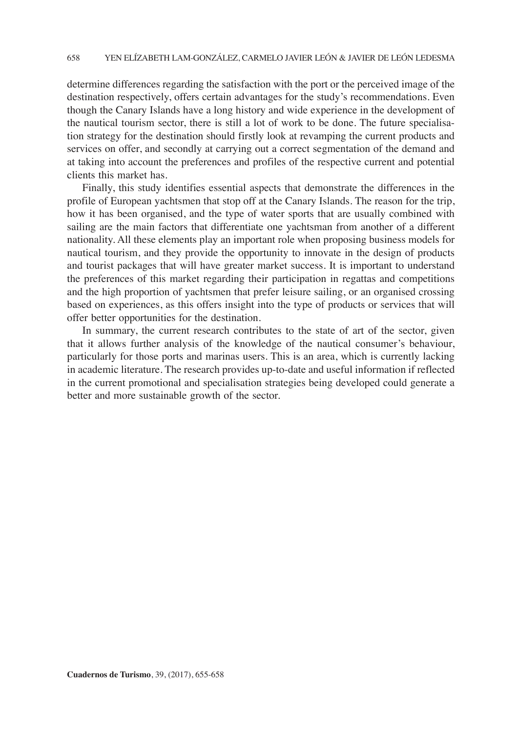determine differences regarding the satisfaction with the port or the perceived image of the destination respectively, offers certain advantages for the study's recommendations. Even though the Canary Islands have a long history and wide experience in the development of the nautical tourism sector, there is still a lot of work to be done. The future specialisation strategy for the destination should firstly look at revamping the current products and services on offer, and secondly at carrying out a correct segmentation of the demand and at taking into account the preferences and profiles of the respective current and potential clients this market has.

Finally, this study identifies essential aspects that demonstrate the differences in the profile of European yachtsmen that stop off at the Canary Islands. The reason for the trip, how it has been organised, and the type of water sports that are usually combined with sailing are the main factors that differentiate one yachtsman from another of a different nationality. All these elements play an important role when proposing business models for nautical tourism, and they provide the opportunity to innovate in the design of products and tourist packages that will have greater market success. It is important to understand the preferences of this market regarding their participation in regattas and competitions and the high proportion of yachtsmen that prefer leisure sailing, or an organised crossing based on experiences, as this offers insight into the type of products or services that will offer better opportunities for the destination.

In summary, the current research contributes to the state of art of the sector, given that it allows further analysis of the knowledge of the nautical consumer's behaviour, particularly for those ports and marinas users. This is an area, which is currently lacking in academic literature. The research provides up-to-date and useful information if reflected in the current promotional and specialisation strategies being developed could generate a better and more sustainable growth of the sector.